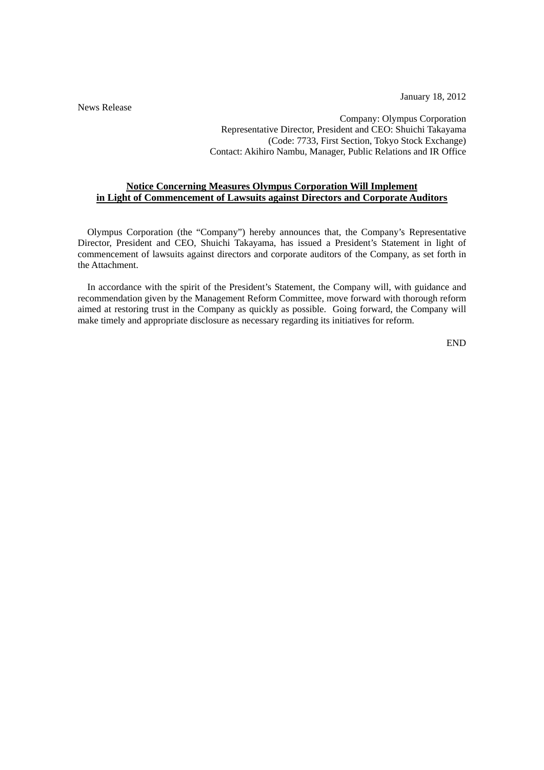January 18, 2012

News Release

Company: Olympus Corporation
Representative Director, President and CEO: Shuichi Takayama
(Code: 7733, First Section, Tokyo Stock Exchange)
Contact: Akihiro Nambu, Manager, Public Relations and IR Office

## Notice Concerning Measures Olympus Corporation Will Implement in Light of Commencement of Lawsuits against Directors and Corporate Auditors

Olympus Corporation (the "Company") hereby announces that, the Company's Representative Director, President and CEO, Shuichi Takayama, has issued a President's Statement in light of commencement of lawsuits against directors and corporate auditors of the Company, as set forth in the Attachment.

In accordance with the spirit of the President's Statement, the Company will, with guidance and recommendation given by the Management Reform Committee, move forward with thorough reform aimed at restoring trust in the Company as quickly as possible. Going forward, the Company will make timely and appropriate disclosure as necessary regarding its initiatives for reform.

END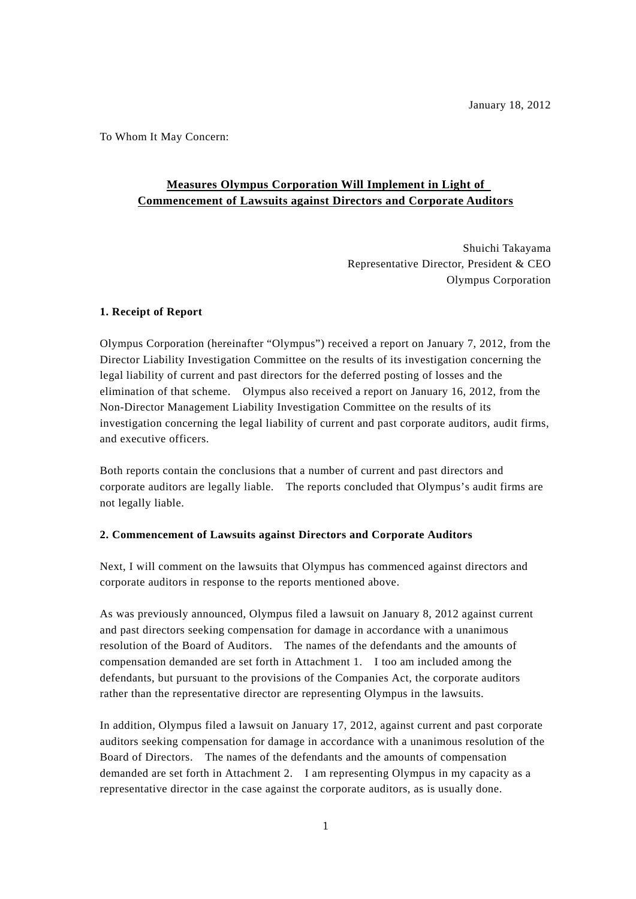January 18, 2012

To Whom It May Concern:

## Measures Olympus Corporation Will Implement in Light of Commencement of Lawsuits against Directors and Corporate Auditors

Shuichi Takayama
Representative Director, President & CEO
Olympus Corporation

### 1. Receipt of Report

Olympus Corporation (hereinafter "Olympus") received a report on January 7, 2012, from the Director Liability Investigation Committee on the results of its investigation concerning the legal liability of current and past directors for the deferred posting of losses and the elimination of that scheme. Olympus also received a report on January 16, 2012, from the Non-Director Management Liability Investigation Committee on the results of its investigation concerning the legal liability of current and past corporate auditors, audit firms, and executive officers.

Both reports contain the conclusions that a number of current and past directors and corporate auditors are legally liable. The reports concluded that Olympus's audit firms are not legally liable.

### 2. Commencement of Lawsuits against Directors and Corporate Auditors

Next, I will comment on the lawsuits that Olympus has commenced against directors and corporate auditors in response to the reports mentioned above.

As was previously announced, Olympus filed a lawsuit on January 8, 2012 against current and past directors seeking compensation for damage in accordance with a unanimous resolution of the Board of Auditors. The names of the defendants and the amounts of compensation demanded are set forth in Attachment 1. I too am included among the defendants, but pursuant to the provisions of the Companies Act, the corporate auditors rather than the representative director are representing Olympus in the lawsuits.

In addition, Olympus filed a lawsuit on January 17, 2012, against current and past corporate auditors seeking compensation for damage in accordance with a unanimous resolution of the Board of Directors. The names of the defendants and the amounts of compensation demanded are set forth in Attachment 2. I am representing Olympus in my capacity as a representative director in the case against the corporate auditors, as is usually done.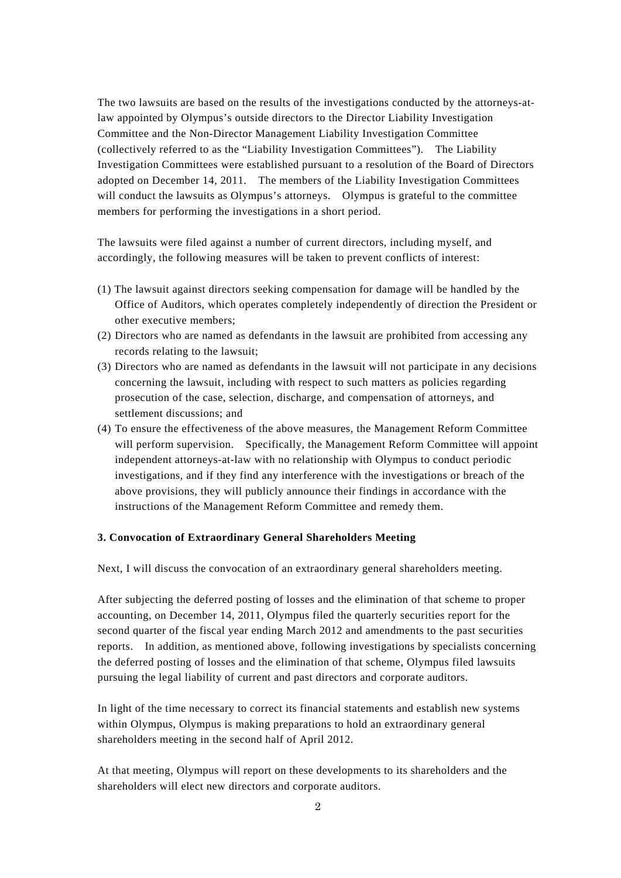The two lawsuits are based on the results of the investigations conducted by the attorneys-at-law appointed by Olympus's outside directors to the Director Liability Investigation Committee and the Non-Director Management Liability Investigation Committee (collectively referred to as the "Liability Investigation Committees"). The Liability Investigation Committees were established pursuant to a resolution of the Board of Directors adopted on December 14, 2011. The members of the Liability Investigation Committees will conduct the lawsuits as Olympus's attorneys. Olympus is grateful to the committee members for performing the investigations in a short period.

The lawsuits were filed against a number of current directors, including myself, and accordingly, the following measures will be taken to prevent conflicts of interest:

(1) The lawsuit against directors seeking compensation for damage will be handled by the Office of Auditors, which operates completely independently of direction the President or other executive members;
(2) Directors who are named as defendants in the lawsuit are prohibited from accessing any records relating to the lawsuit;
(3) Directors who are named as defendants in the lawsuit will not participate in any decisions concerning the lawsuit, including with respect to such matters as policies regarding prosecution of the case, selection, discharge, and compensation of attorneys, and settlement discussions; and
(4) To ensure the effectiveness of the above measures, the Management Reform Committee will perform supervision. Specifically, the Management Reform Committee will appoint independent attorneys-at-law with no relationship with Olympus to conduct periodic investigations, and if they find any interference with the investigations or breach of the above provisions, they will publicly announce their findings in accordance with the instructions of the Management Reform Committee and remedy them.

**3. Convocation of Extraordinary General Shareholders Meeting**

Next, I will discuss the convocation of an extraordinary general shareholders meeting.

After subjecting the deferred posting of losses and the elimination of that scheme to proper accounting, on December 14, 2011, Olympus filed the quarterly securities report for the second quarter of the fiscal year ending March 2012 and amendments to the past securities reports. In addition, as mentioned above, following investigations by specialists concerning the deferred posting of losses and the elimination of that scheme, Olympus filed lawsuits pursuing the legal liability of current and past directors and corporate auditors.

In light of the time necessary to correct its financial statements and establish new systems within Olympus, Olympus is making preparations to hold an extraordinary general shareholders meeting in the second half of April 2012.

At that meeting, Olympus will report on these developments to its shareholders and the shareholders will elect new directors and corporate auditors.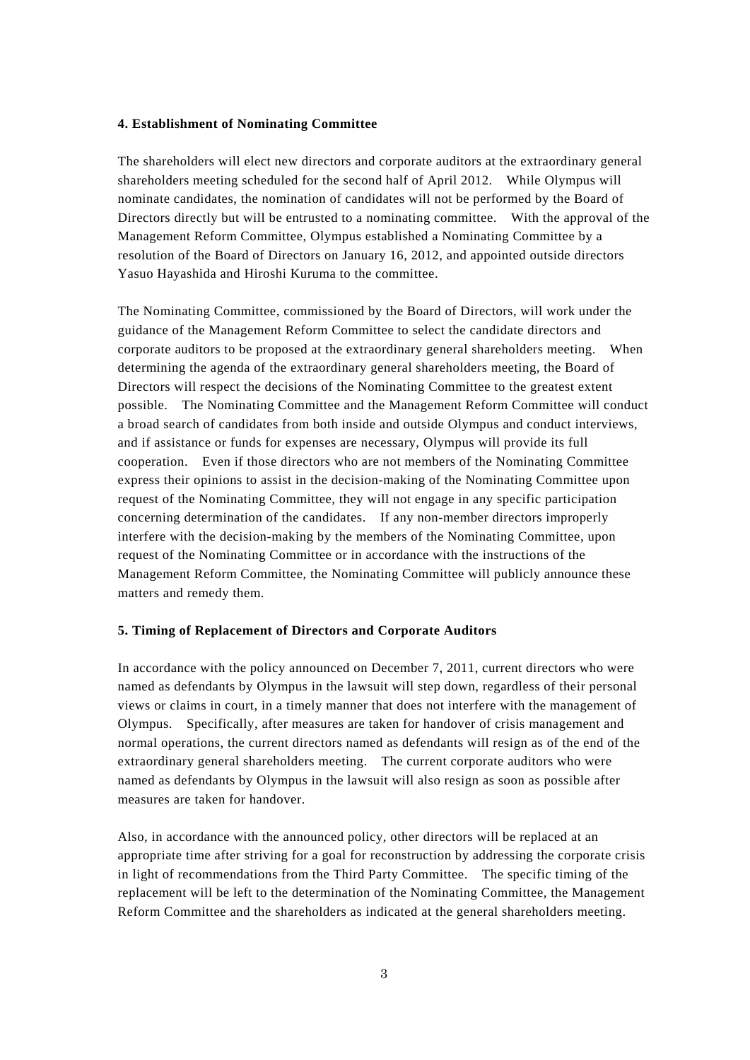**4. Establishment of Nominating Committee**

The shareholders will elect new directors and corporate auditors at the extraordinary general shareholders meeting scheduled for the second half of April 2012. While Olympus will nominate candidates, the nomination of candidates will not be performed by the Board of Directors directly but will be entrusted to a nominating committee. With the approval of the Management Reform Committee, Olympus established a Nominating Committee by a resolution of the Board of Directors on January 16, 2012, and appointed outside directors Yasuo Hayashida and Hiroshi Kuruma to the committee.

The Nominating Committee, commissioned by the Board of Directors, will work under the guidance of the Management Reform Committee to select the candidate directors and corporate auditors to be proposed at the extraordinary general shareholders meeting. When determining the agenda of the extraordinary general shareholders meeting, the Board of Directors will respect the decisions of the Nominating Committee to the greatest extent possible. The Nominating Committee and the Management Reform Committee will conduct a broad search of candidates from both inside and outside Olympus and conduct interviews, and if assistance or funds for expenses are necessary, Olympus will provide its full cooperation. Even if those directors who are not members of the Nominating Committee express their opinions to assist in the decision-making of the Nominating Committee upon request of the Nominating Committee, they will not engage in any specific participation concerning determination of the candidates. If any non-member directors improperly interfere with the decision-making by the members of the Nominating Committee, upon request of the Nominating Committee or in accordance with the instructions of the Management Reform Committee, the Nominating Committee will publicly announce these matters and remedy them.

**5. Timing of Replacement of Directors and Corporate Auditors**

In accordance with the policy announced on December 7, 2011, current directors who were named as defendants by Olympus in the lawsuit will step down, regardless of their personal views or claims in court, in a timely manner that does not interfere with the management of Olympus. Specifically, after measures are taken for handover of crisis management and normal operations, the current directors named as defendants will resign as of the end of the extraordinary general shareholders meeting. The current corporate auditors who were named as defendants by Olympus in the lawsuit will also resign as soon as possible after measures are taken for handover.

Also, in accordance with the announced policy, other directors will be replaced at an appropriate time after striving for a goal for reconstruction by addressing the corporate crisis in light of recommendations from the Third Party Committee. The specific timing of the replacement will be left to the determination of the Nominating Committee, the Management Reform Committee and the shareholders as indicated at the general shareholders meeting.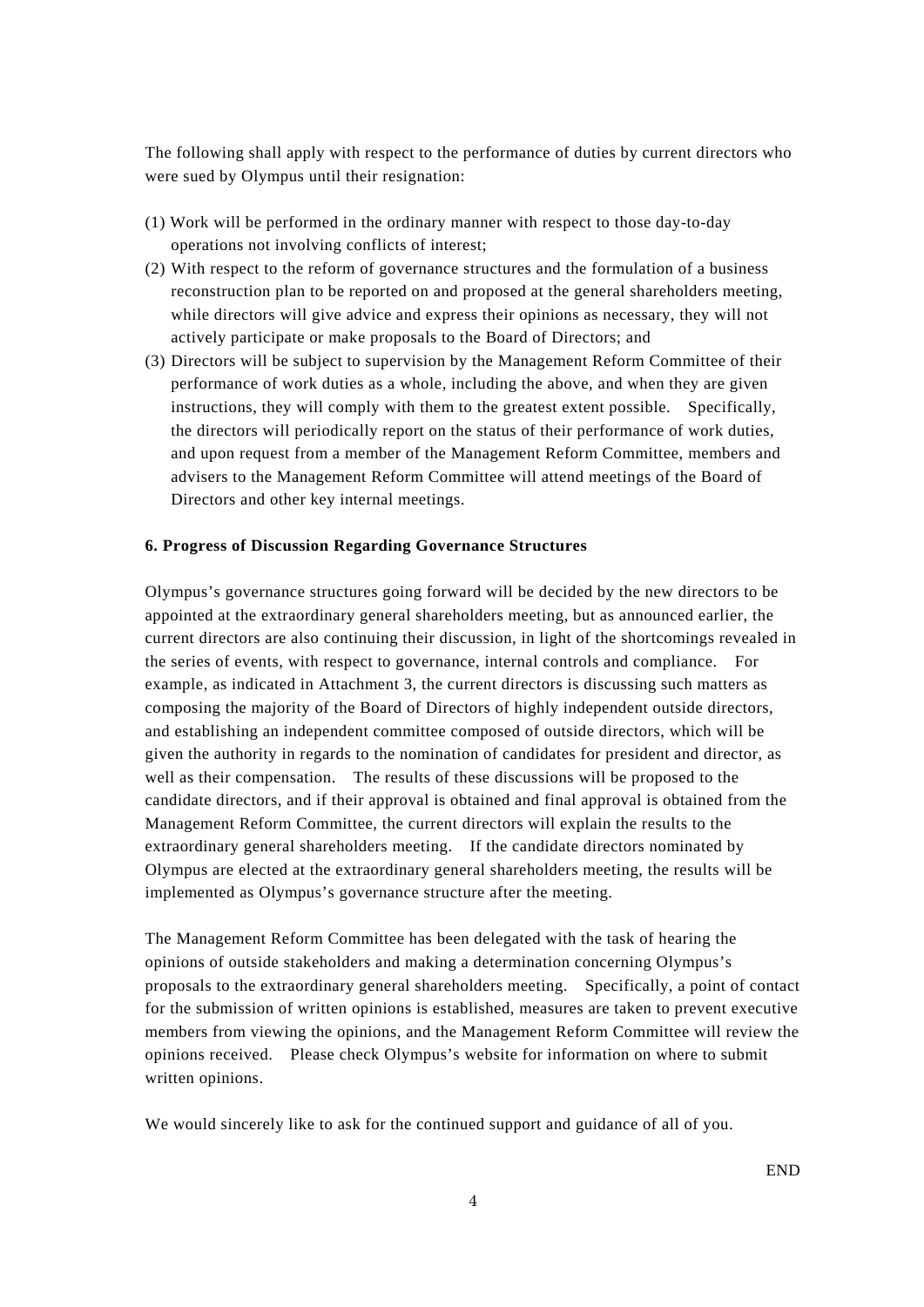The following shall apply with respect to the performance of duties by current directors who were sued by Olympus until their resignation:

(1) Work will be performed in the ordinary manner with respect to those day-to-day operations not involving conflicts of interest;
(2) With respect to the reform of governance structures and the formulation of a business reconstruction plan to be reported on and proposed at the general shareholders meeting, while directors will give advice and express their opinions as necessary, they will not actively participate or make proposals to the Board of Directors; and
(3) Directors will be subject to supervision by the Management Reform Committee of their performance of work duties as a whole, including the above, and when they are given instructions, they will comply with them to the greatest extent possible. Specifically, the directors will periodically report on the status of their performance of work duties, and upon request from a member of the Management Reform Committee, members and advisers to the Management Reform Committee will attend meetings of the Board of Directors and other key internal meetings.

**6. Progress of Discussion Regarding Governance Structures**

Olympus's governance structures going forward will be decided by the new directors to be appointed at the extraordinary general shareholders meeting, but as announced earlier, the current directors are also continuing their discussion, in light of the shortcomings revealed in the series of events, with respect to governance, internal controls and compliance. For example, as indicated in Attachment 3, the current directors is discussing such matters as composing the majority of the Board of Directors of highly independent outside directors, and establishing an independent committee composed of outside directors, which will be given the authority in regards to the nomination of candidates for president and director, as well as their compensation. The results of these discussions will be proposed to the candidate directors, and if their approval is obtained and final approval is obtained from the Management Reform Committee, the current directors will explain the results to the extraordinary general shareholders meeting. If the candidate directors nominated by Olympus are elected at the extraordinary general shareholders meeting, the results will be implemented as Olympus's governance structure after the meeting.

The Management Reform Committee has been delegated with the task of hearing the opinions of outside stakeholders and making a determination concerning Olympus's proposals to the extraordinary general shareholders meeting. Specifically, a point of contact for the submission of written opinions is established, measures are taken to prevent executive members from viewing the opinions, and the Management Reform Committee will review the opinions received. Please check Olympus's website for information on where to submit written opinions.

We would sincerely like to ask for the continued support and guidance of all of you.

END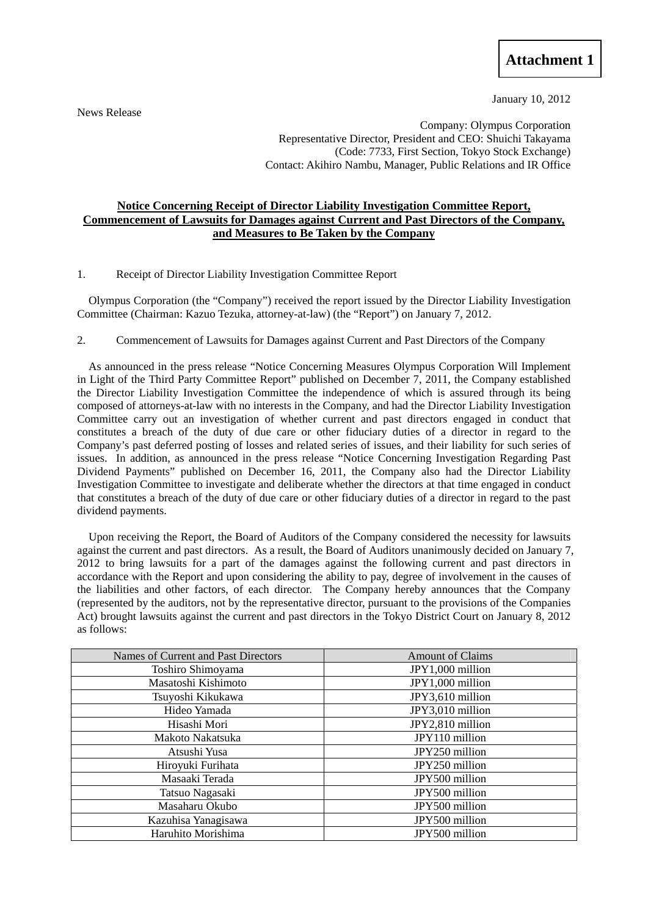**Attachment 1**

January 10, 2012

News Release

Company: Olympus Corporation
Representative Director, President and CEO: Shuichi Takayama
(Code: 7733, First Section, Tokyo Stock Exchange)
Contact: Akihiro Nambu, Manager, Public Relations and IR Office

## Notice Concerning Receipt of Director Liability Investigation Committee Report, Commencement of Lawsuits for Damages against Current and Past Directors of the Company, and Measures to Be Taken by the Company

1. Receipt of Director Liability Investigation Committee Report

Olympus Corporation (the "Company") received the report issued by the Director Liability Investigation Committee (Chairman: Kazuo Tezuka, attorney-at-law) (the "Report") on January 7, 2012.

2. Commencement of Lawsuits for Damages against Current and Past Directors of the Company

As announced in the press release "Notice Concerning Measures Olympus Corporation Will Implement in Light of the Third Party Committee Report" published on December 7, 2011, the Company established the Director Liability Investigation Committee the independence of which is assured through its being composed of attorneys-at-law with no interests in the Company, and had the Director Liability Investigation Committee carry out an investigation of whether current and past directors engaged in conduct that constitutes a breach of the duty of due care or other fiduciary duties of a director in regard to the Company's past deferred posting of losses and related series of issues, and their liability for such series of issues. In addition, as announced in the press release "Notice Concerning Investigation Regarding Past Dividend Payments" published on December 16, 2011, the Company also had the Director Liability Investigation Committee to investigate and deliberate whether the directors at that time engaged in conduct that constitutes a breach of the duty of due care or other fiduciary duties of a director in regard to the past dividend payments.

Upon receiving the Report, the Board of Auditors of the Company considered the necessity for lawsuits against the current and past directors. As a result, the Board of Auditors unanimously decided on January 7, 2012 to bring lawsuits for a part of the damages against the following current and past directors in accordance with the Report and upon considering the ability to pay, degree of involvement in the causes of the liabilities and other factors, of each director. The Company hereby announces that the Company (represented by the auditors, not by the representative director, pursuant to the provisions of the Companies Act) brought lawsuits against the current and past directors in the Tokyo District Court on January 8, 2012 as follows:

| Names of Current and Past Directors | Amount of Claims |
|---|---|
| Toshiro Shimoyama | JPY1,000 million |
| Masatoshi Kishimoto | JPY1,000 million |
| Tsuyoshi Kikukawa | JPY3,610 million |
| Hideo Yamada | JPY3,010 million |
| Hisashi Mori | JPY2,810 million |
| Makoto Nakatsuka | JPY110 million |
| Atsushi Yusa | JPY250 million |
| Hiroyuki Furihata | JPY250 million |
| Masaaki Terada | JPY500 million |
| Tatsuo Nagasaki | JPY500 million |
| Masaharu Okubo | JPY500 million |
| Kazuhisa Yanagisawa | JPY500 million |
| Haruhito Morishima | JPY500 million |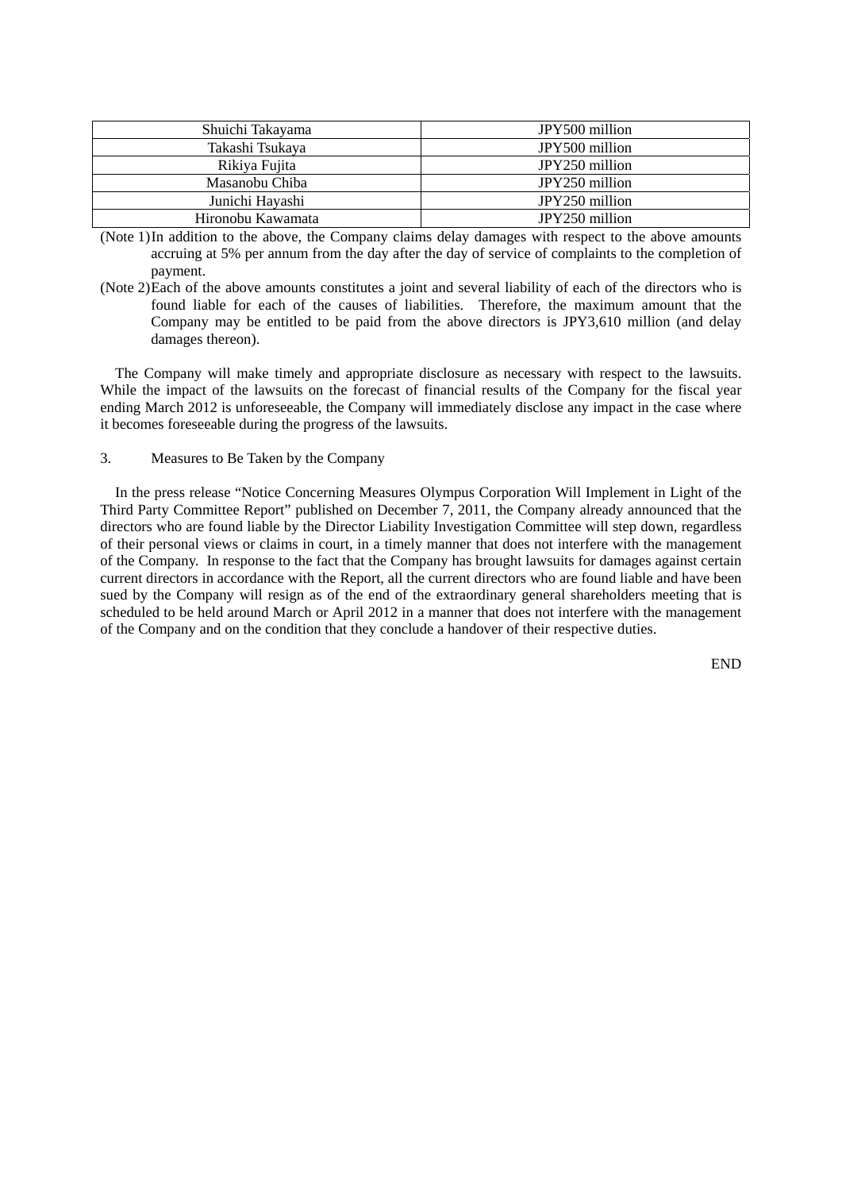| | |
|---|---|
| Shuichi Takayama | JPY500 million |
| Takashi Tsukaya | JPY500 million |
| Rikiya Fujita | JPY250 million |
| Masanobu Chiba | JPY250 million |
| Junichi Hayashi | JPY250 million |
| Hironobu Kawamata | JPY250 million |

(Note 1) In addition to the above, the Company claims delay damages with respect to the above amounts accruing at 5% per annum from the day after the day of service of complaints to the completion of payment.

(Note 2) Each of the above amounts constitutes a joint and several liability of each of the directors who is found liable for each of the causes of liabilities. Therefore, the maximum amount that the Company may be entitled to be paid from the above directors is JPY3,610 million (and delay damages thereon).

The Company will make timely and appropriate disclosure as necessary with respect to the lawsuits. While the impact of the lawsuits on the forecast of financial results of the Company for the fiscal year ending March 2012 is unforeseeable, the Company will immediately disclose any impact in the case where it becomes foreseeable during the progress of the lawsuits.

3. Measures to Be Taken by the Company

In the press release "Notice Concerning Measures Olympus Corporation Will Implement in Light of the Third Party Committee Report" published on December 7, 2011, the Company already announced that the directors who are found liable by the Director Liability Investigation Committee will step down, regardless of their personal views or claims in court, in a timely manner that does not interfere with the management of the Company. In response to the fact that the Company has brought lawsuits for damages against certain current directors in accordance with the Report, all the current directors who are found liable and have been sued by the Company will resign as of the end of the extraordinary general shareholders meeting that is scheduled to be held around March or April 2012 in a manner that does not interfere with the management of the Company and on the condition that they conclude a handover of their respective duties.

END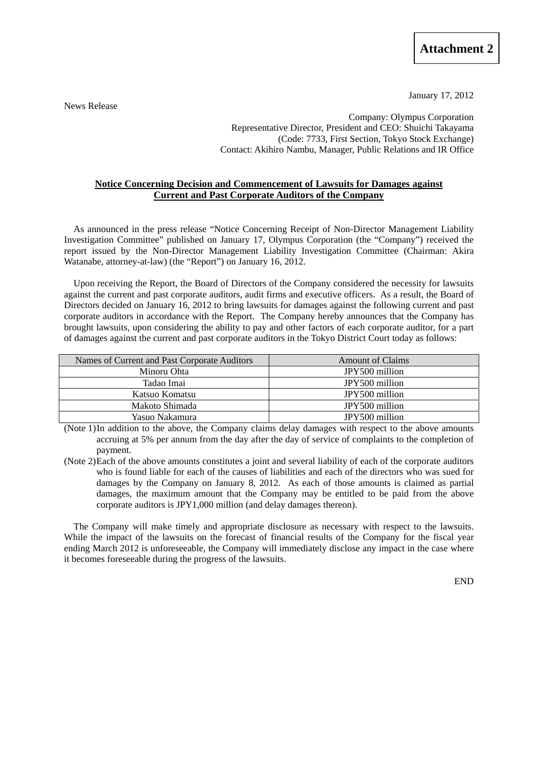**Attachment 2**

January 17, 2012

News Release

Company: Olympus Corporation
Representative Director, President and CEO: Shuichi Takayama
(Code: 7733, First Section, Tokyo Stock Exchange)
Contact: Akihiro Nambu, Manager, Public Relations and IR Office

## Notice Concerning Decision and Commencement of Lawsuits for Damages against Current and Past Corporate Auditors of the Company

As announced in the press release "Notice Concerning Receipt of Non-Director Management Liability Investigation Committee" published on January 17, Olympus Corporation (the "Company") received the report issued by the Non-Director Management Liability Investigation Committee (Chairman: Akira Watanabe, attorney-at-law) (the "Report") on January 16, 2012.

Upon receiving the Report, the Board of Directors of the Company considered the necessity for lawsuits against the current and past corporate auditors, audit firms and executive officers. As a result, the Board of Directors decided on January 16, 2012 to bring lawsuits for damages against the following current and past corporate auditors in accordance with the Report. The Company hereby announces that the Company has brought lawsuits, upon considering the ability to pay and other factors of each corporate auditor, for a part of damages against the current and past corporate auditors in the Tokyo District Court today as follows:

| Names of Current and Past Corporate Auditors | Amount of Claims |
|---|---|
| Minoru Ohta | JPY500 million |
| Tadao Imai | JPY500 million |
| Katsuo Komatsu | JPY500 million |
| Makoto Shimada | JPY500 million |
| Yasuo Nakamura | JPY500 million |

(Note 1) In addition to the above, the Company claims delay damages with respect to the above amounts accruing at 5% per annum from the day after the day of service of complaints to the completion of payment.

(Note 2) Each of the above amounts constitutes a joint and several liability of each of the corporate auditors who is found liable for each of the causes of liabilities and each of the directors who was sued for damages by the Company on January 8, 2012. As each of those amounts is claimed as partial damages, the maximum amount that the Company may be entitled to be paid from the above corporate auditors is JPY1,000 million (and delay damages thereon).

The Company will make timely and appropriate disclosure as necessary with respect to the lawsuits. While the impact of the lawsuits on the forecast of financial results of the Company for the fiscal year ending March 2012 is unforeseeable, the Company will immediately disclose any impact in the case where it becomes foreseeable during the progress of the lawsuits.

END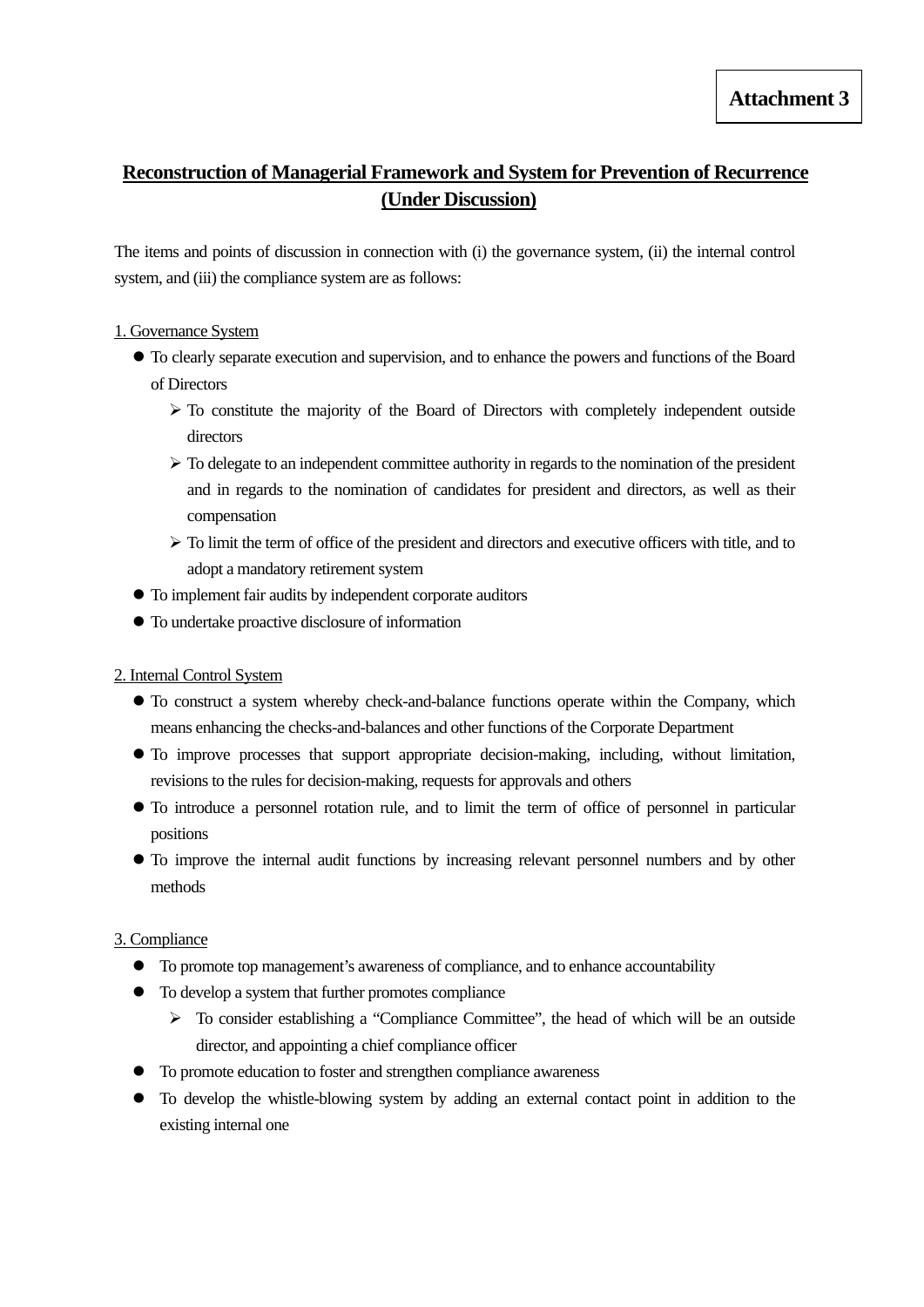**Attachment 3**

# Reconstruction of Managerial Framework and System for Prevention of Recurrence (Under Discussion)

The items and points of discussion in connection with (i) the governance system, (ii) the internal control system, and (iii) the compliance system are as follows:

## 1. Governance System

- To clearly separate execution and supervision, and to enhance the powers and functions of the Board of Directors
  - To constitute the majority of the Board of Directors with completely independent outside directors
  - To delegate to an independent committee authority in regards to the nomination of the president and in regards to the nomination of candidates for president and directors, as well as their compensation
  - To limit the term of office of the president and directors and executive officers with title, and to adopt a mandatory retirement system
- To implement fair audits by independent corporate auditors
- To undertake proactive disclosure of information

## 2. Internal Control System

- To construct a system whereby check-and-balance functions operate within the Company, which means enhancing the checks-and-balances and other functions of the Corporate Department
- To improve processes that support appropriate decision-making, including, without limitation, revisions to the rules for decision-making, requests for approvals and others
- To introduce a personnel rotation rule, and to limit the term of office of personnel in particular positions
- To improve the internal audit functions by increasing relevant personnel numbers and by other methods

## 3. Compliance

- To promote top management's awareness of compliance, and to enhance accountability
- To develop a system that further promotes compliance
  - To consider establishing a "Compliance Committee", the head of which will be an outside director, and appointing a chief compliance officer
- To promote education to foster and strengthen compliance awareness
- To develop the whistle-blowing system by adding an external contact point in addition to the existing internal one